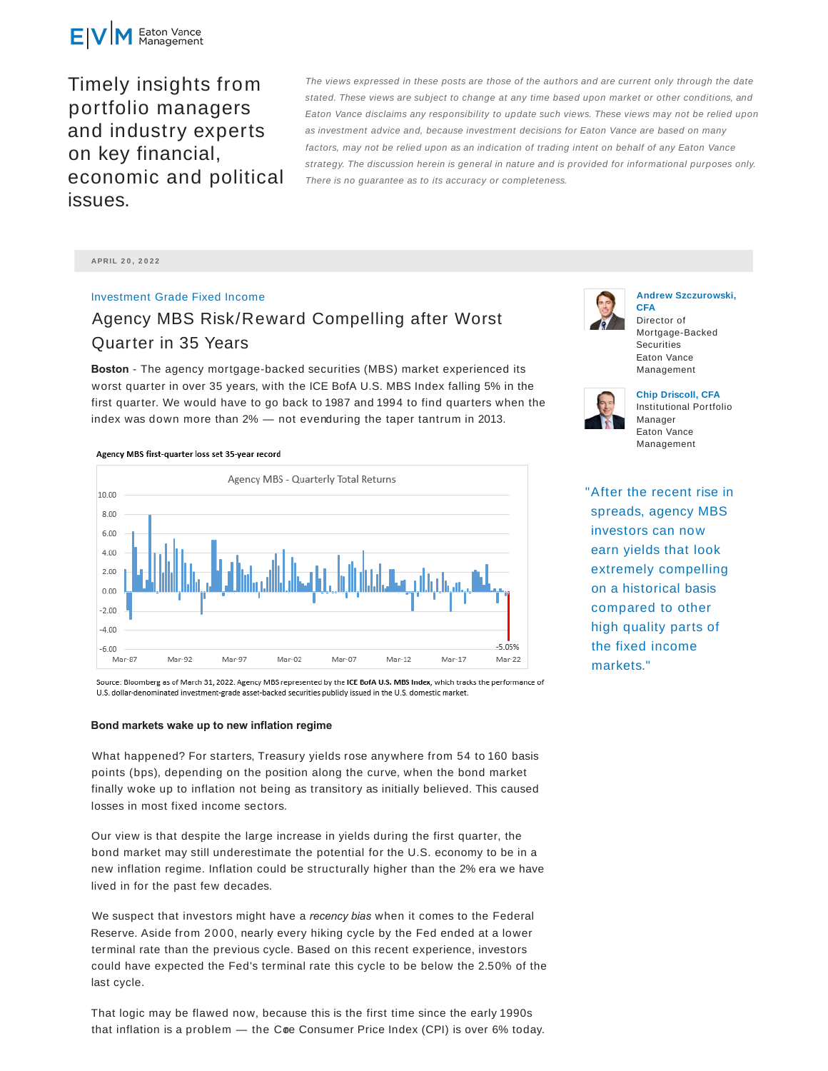# Eaton Vance Management

Timely insights from portfolio managers and industry experts on key financial, economic and political issues.

*The views expressed in these posts are those of the authors and are current only through the date stated. These views are subject to change at any time based upon market or other conditions, and Eaton Vance disclaims any responsibility to update such views. These views may not be relied upon as investment advice and, because investment decisions for Eaton Vance are based on many factors, may not be relied upon as an indication of trading intent on behalf of any Eaton Vance strategy. The discussion herein is general in nature and is provided for informational purposes only. There is no guarantee as to its accuracy or completeness.*

APRIL 20, 2022

Investment Grade Fixed Income

## Agency MBS Risk/Reward Compelling after Worst Quarter in 35 Years

**Andrew Szczurowski, CFA**
Director of Mortgage-Backed Securities
Eaton Vance Management

**Chip Driscoll, CFA**
Institutional Portfolio Manager
Eaton Vance Management

**Boston** - The agency mortgage-backed securities (MBS) market experienced its worst quarter in over 35 years, with the ICE BofA U.S. MBS Index falling 5% in the first quarter. We would have to go back to 1987 and 1994 to find quarters when the index was down more than 2% — not even during the taper tantrum in 2013.

**Agency MBS first-quarter loss set 35-year record**

Agency MBS - Quarterly Total Returns

Source: Bloomberg as of March 31, 2022. Agency MBS represented by the **ICE BofA U.S. MBS Index**, which tracks the performance of U.S. dollar-denominated investment-grade asset-backed securities publicly issued in the U.S. domestic market.

"After the recent rise in spreads, agency MBS investors can now earn yields that look extremely compelling on a historical basis compared to other high quality parts of the fixed income markets."

### Bond markets wake up to new inflation regime

What happened? For starters, Treasury yields rose anywhere from 54 to 160 basis points (bps), depending on the position along the curve, when the bond market finally woke up to inflation not being as transitory as initially believed. This caused losses in most fixed income sectors.

Our view is that despite the large increase in yields during the first quarter, the bond market may still underestimate the potential for the U.S. economy to be in a new inflation regime. Inflation could be structurally higher than the 2% era we have lived in for the past few decades.

We suspect that investors might have a *recency bias* when it comes to the Federal Reserve. Aside from 2000, nearly every hiking cycle by the Fed ended at a lower terminal rate than the previous cycle. Based on this recent experience, investors could have expected the Fed's terminal rate this cycle to be below the 2.50% of the last cycle.

That logic may be flawed now, because this is the first time since the early 1990s that inflation is a problem — the Core Consumer Price Index (CPI) is over 6% today.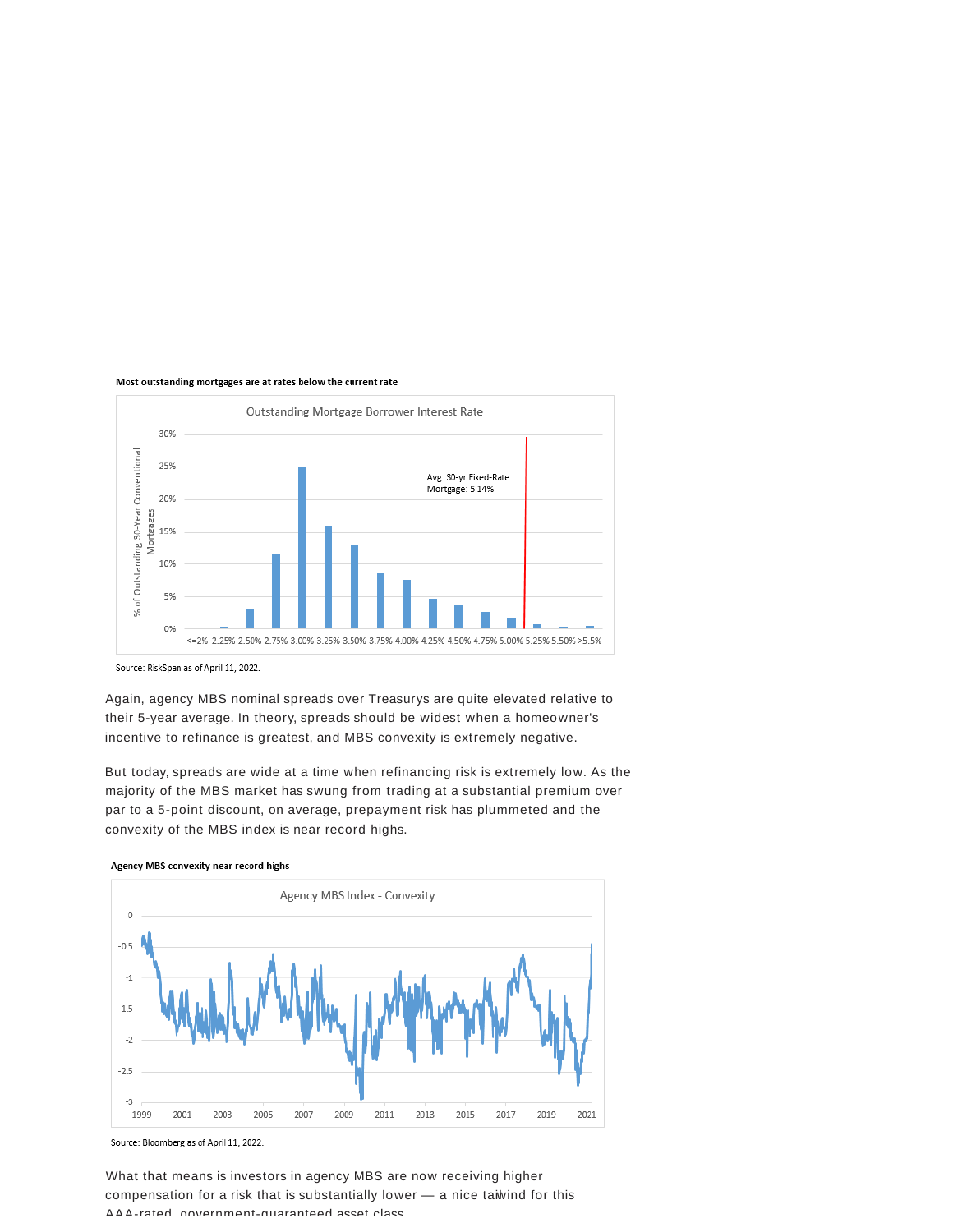**Most outstanding mortgages are at rates below the current rate**

Source: RiskSpan as of April 11, 2022.

Again, agency MBS nominal spreads over Treasurys are quite elevated relative to their 5-year average. In theory, spreads should be widest when a homeowner's incentive to refinance is greatest, and MBS convexity is extremely negative.

But today, spreads are wide at a time when refinancing risk is extremely low. As the majority of the MBS market has swung from trading at a substantial premium over par to a 5-point discount, on average, prepayment risk has plummeted and the convexity of the MBS index is near record highs.

**Agency MBS convexity near record highs**

Source: Bloomberg as of April 11, 2022.

What that means is investors in agency MBS are now receiving higher compensation for a risk that is substantially lower — a nice tailwind for this AAA-rated, government-guaranteed asset class.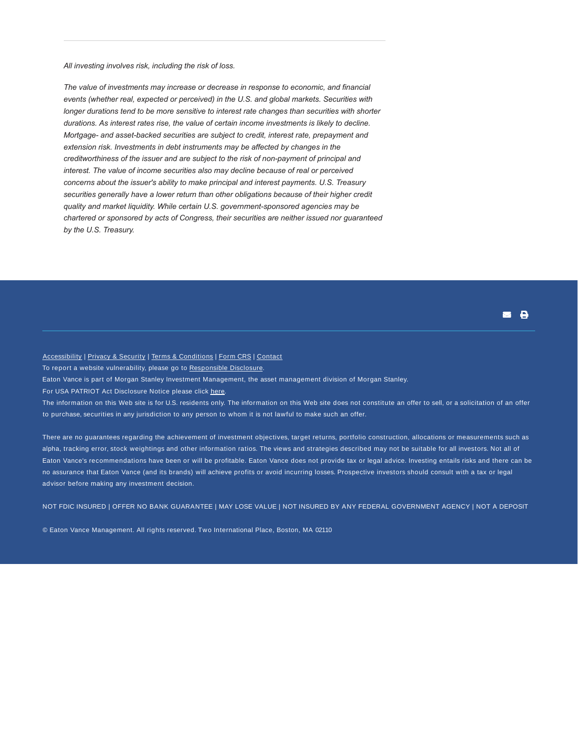---

*All investing involves risk, including the risk of loss.*

*The value of investments may increase or decrease in response to economic, and financial events (whether real, expected or perceived) in the U.S. and global markets. Securities with longer durations tend to be more sensitive to interest rate changes than securities with shorter durations. As interest rates rise, the value of certain income investments is likely to decline. Mortgage- and asset-backed securities are subject to credit, interest rate, prepayment and extension risk. Investments in debt instruments may be affected by changes in the creditworthiness of the issuer and are subject to the risk of non-payment of principal and interest. The value of income securities also may decline because of real or perceived concerns about the issuer's ability to make principal and interest payments. U.S. Treasury securities generally have a lower return than other obligations because of their higher credit quality and market liquidity. While certain U.S. government-sponsored agencies may be chartered or sponsored by acts of Congress, their securities are neither issued nor guaranteed by the U.S. Treasury.*

---

Accessibility | Privacy & Security | Terms & Conditions | Form CRS | Contact

To report a website vulnerability, please go to Responsible Disclosure.

Eaton Vance is part of Morgan Stanley Investment Management, the asset management division of Morgan Stanley.

For USA PATRIOT Act Disclosure Notice please click here.

The information on this Web site is for U.S. residents only. The information on this Web site does not constitute an offer to sell, or a solicitation of an offer to purchase, securities in any jurisdiction to any person to whom it is not lawful to make such an offer.

There are no guarantees regarding the achievement of investment objectives, target returns, portfolio construction, allocations or measurements such as alpha, tracking error, stock weightings and other information ratios. The views and strategies described may not be suitable for all investors. Not all of Eaton Vance's recommendations have been or will be profitable. Eaton Vance does not provide tax or legal advice. Investing entails risks and there can be no assurance that Eaton Vance (and its brands) will achieve profits or avoid incurring losses. Prospective investors should consult with a tax or legal advisor before making any investment decision.

NOT FDIC INSURED | OFFER NO BANK GUARANTEE | MAY LOSE VALUE | NOT INSURED BY ANY FEDERAL GOVERNMENT AGENCY | NOT A DEPOSIT

© Eaton Vance Management. All rights reserved. Two International Place, Boston, MA 02110